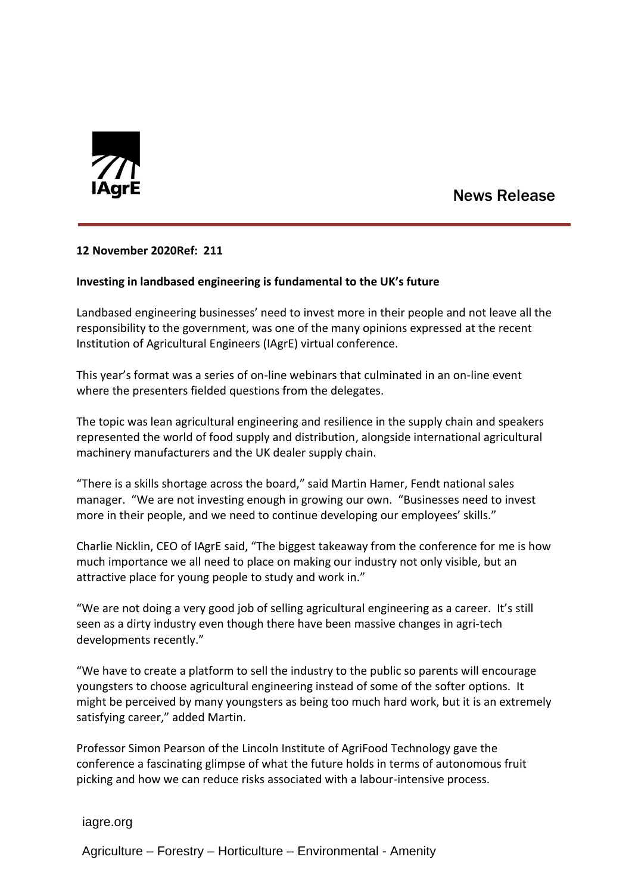IAgrE

News Release

**12 November 2020Ref: 211**

**Investing in landbased engineering is fundamental to the UK's future**

Landbased engineering businesses' need to invest more in their people and not leave all the responsibility to the government, was one of the many opinions expressed at the recent Institution of Agricultural Engineers (IAgrE) virtual conference.

This year's format was a series of on-line webinars that culminated in an on-line event where the presenters fielded questions from the delegates.

The topic was lean agricultural engineering and resilience in the supply chain and speakers represented the world of food supply and distribution, alongside international agricultural machinery manufacturers and the UK dealer supply chain.

"There is a skills shortage across the board," said Martin Hamer, Fendt national sales manager. "We are not investing enough in growing our own. "Businesses need to invest more in their people, and we need to continue developing our employees' skills."

Charlie Nicklin, CEO of IAgrE said, "The biggest takeaway from the conference for me is how much importance we all need to place on making our industry not only visible, but an attractive place for young people to study and work in."

"We are not doing a very good job of selling agricultural engineering as a career. It's still seen as a dirty industry even though there have been massive changes in agri-tech developments recently."

"We have to create a platform to sell the industry to the public so parents will encourage youngsters to choose agricultural engineering instead of some of the softer options. It might be perceived by many youngsters as being too much hard work, but it is an extremely satisfying career," added Martin.

Professor Simon Pearson of the Lincoln Institute of AgriFood Technology gave the conference a fascinating glimpse of what the future holds in terms of autonomous fruit picking and how we can reduce risks associated with a labour-intensive process.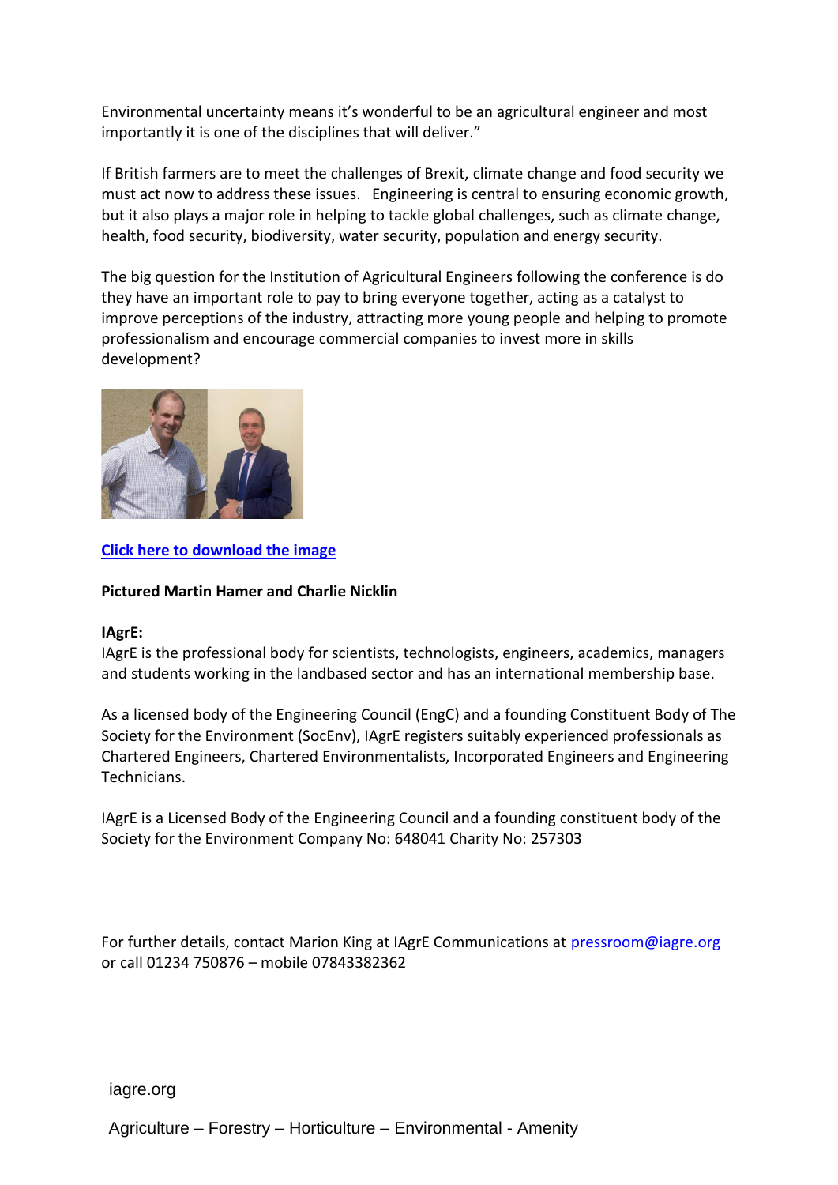Environmental uncertainty means it's wonderful to be an agricultural engineer and most importantly it is one of the disciplines that will deliver."

If British farmers are to meet the challenges of Brexit, climate change and food security we must act now to address these issues. Engineering is central to ensuring economic growth, but it also plays a major role in helping to tackle global challenges, such as climate change, health, food security, biodiversity, water security, population and energy security.

The big question for the Institution of Agricultural Engineers following the conference is do they have an important role to pay to bring everyone together, acting as a catalyst to improve perceptions of the industry, attracting more young people and helping to promote professionalism and encourage commercial companies to invest more in skills development?

**Click here to download the image**

**Pictured Martin Hamer and Charlie Nicklin**

**IAgrE:**
IAgrE is the professional body for scientists, technologists, engineers, academics, managers and students working in the landbased sector and has an international membership base.

As a licensed body of the Engineering Council (EngC) and a founding Constituent Body of The Society for the Environment (SocEnv), IAgrE registers suitably experienced professionals as Chartered Engineers, Chartered Environmentalists, Incorporated Engineers and Engineering Technicians.

IAgrE is a Licensed Body of the Engineering Council and a founding constituent body of the Society for the Environment Company No: 648041 Charity No: 257303

For further details, contact Marion King at IAgrE Communications at pressroom@iagre.org or call 01234 750876 – mobile 07843382362

iagre.org

Agriculture – Forestry – Horticulture – Environmental - Amenity